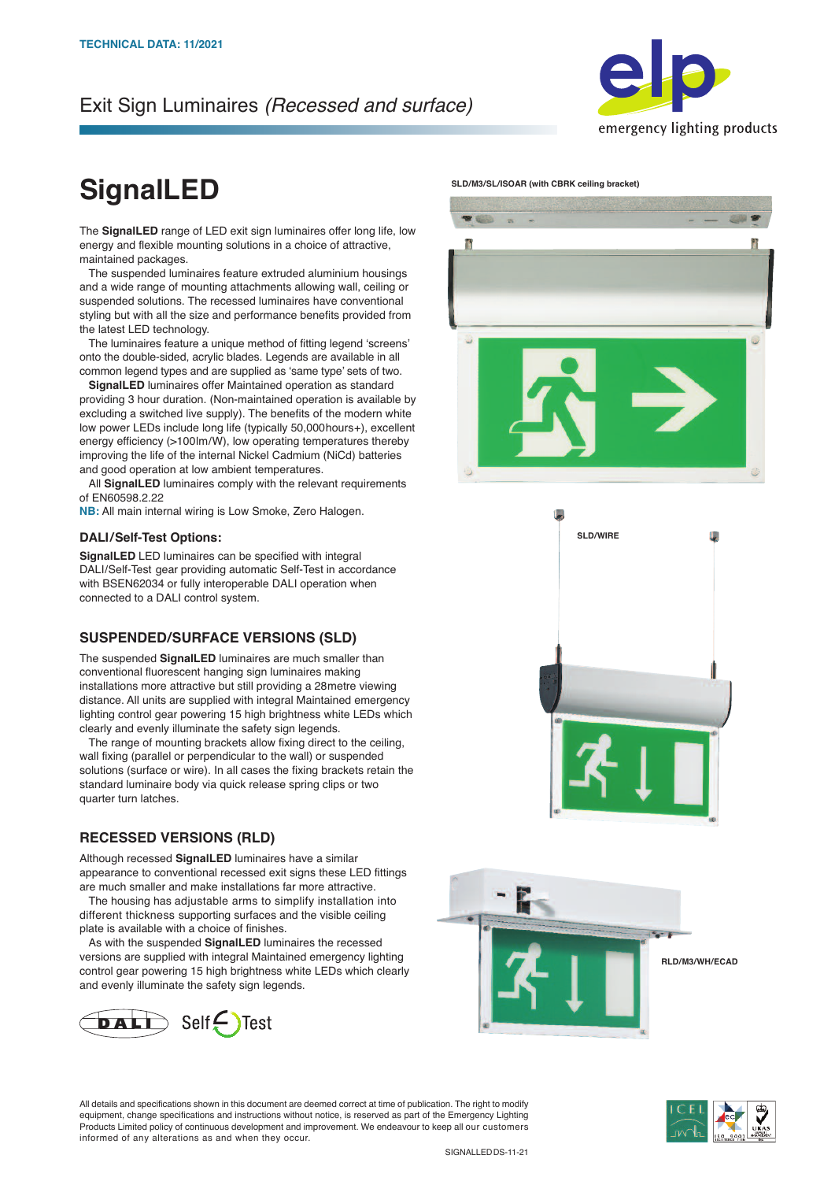TECHNICAL DATA: 11/2021

Exit Sign Luminaires *(Recessed and surface)*

# SignalLED

The **SignalLED** range of LED exit sign luminaires offer long life, low energy and flexible mounting solutions in a choice of attractive, maintained packages.

The suspended luminaires feature extruded aluminium housings and a wide range of mounting attachments allowing wall, ceiling or suspended solutions. The recessed luminaires have conventional styling but with all the size and performance benefits provided from the latest LED technology.

The luminaires feature a unique method of fitting legend 'screens' onto the double-sided, acrylic blades. Legends are available in all common legend types and are supplied as 'same type' sets of two.

**SignalLED** luminaires offer Maintained operation as standard providing 3 hour duration. (Non-maintained operation is available by excluding a switched live supply). The benefits of the modern white low power LEDs include long life (typically 50,000hours+), excellent energy efficiency (>100lm/W), low operating temperatures thereby improving the life of the internal Nickel Cadmium (NiCd) batteries and good operation at low ambient temperatures.

All **SignalLED** luminaires comply with the relevant requirements of EN60598.2.22

**NB:** All main internal wiring is Low Smoke, Zero Halogen.

### DALI/Self-Test Options:

**SignalLED** LED luminaires can be specified with integral DALI/Self-Test gear providing automatic Self-Test in accordance with BSEN62034 or fully interoperable DALI operation when connected to a DALI control system.

## SUSPENDED/SURFACE VERSIONS (SLD)

The suspended **SignalLED** luminaires are much smaller than conventional fluorescent hanging sign luminaires making installations more attractive but still providing a 28metre viewing distance. All units are supplied with integral Maintained emergency lighting control gear powering 15 high brightness white LEDs which clearly and evenly illuminate the safety sign legends.

The range of mounting brackets allow fixing direct to the ceiling, wall fixing (parallel or perpendicular to the wall) or suspended solutions (surface or wire). In all cases the fixing brackets retain the standard luminaire body via quick release spring clips or two quarter turn latches.

## RECESSED VERSIONS (RLD)

Although recessed **SignalLED** luminaires have a similar appearance to conventional recessed exit signs these LED fittings are much smaller and make installations far more attractive.

The housing has adjustable arms to simplify installation into different thickness supporting surfaces and the visible ceiling plate is available with a choice of finishes.

As with the suspended **SignalLED** luminaires the recessed versions are supplied with integral Maintained emergency lighting control gear powering 15 high brightness white LEDs which clearly and evenly illuminate the safety sign legends.

DALI Self Test

SLD/M3/SL/ISOAR (with CBRK ceiling bracket)

SLD/WIRE

RLD/M3/WH/ECAD

All details and specifications shown in this document are deemed correct at time of publication. The right to modify equipment, change specifications and instructions without notice, is reserved as part of the Emergency Lighting Products Limited policy of continuous development and improvement. We endeavour to keep all our customers informed of any alterations as and when they occur.

SIGNALLED DS-11-21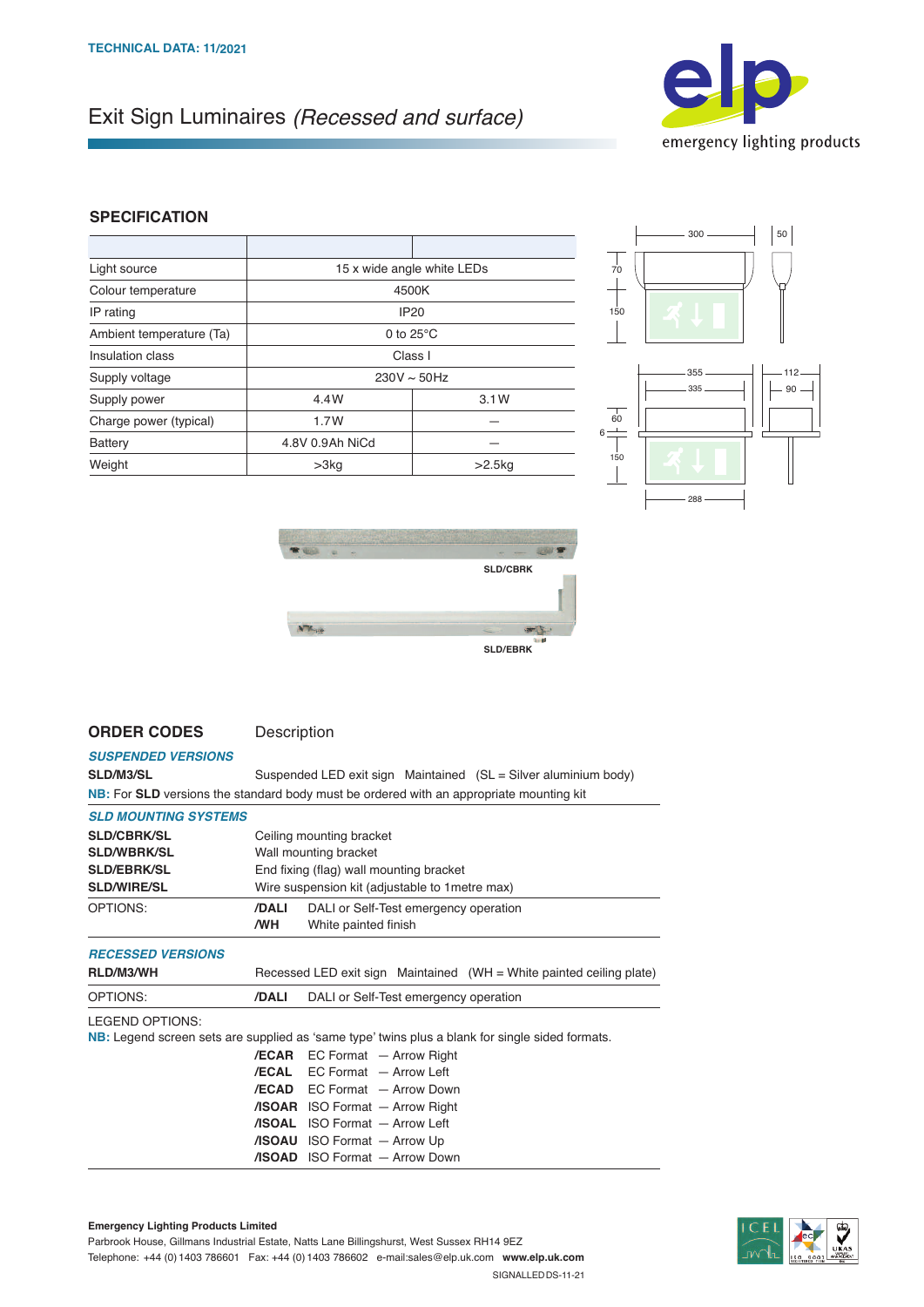TECHNICAL DATA: 11/2021

# Exit Sign Luminaires *(Recessed and surface)*

emergency lighting products

## SPECIFICATION

| | | |
|---|---|---|
| Light source | 15 x wide angle white LEDs | |
| Colour temperature | 4500K | |
| IP rating | IP20 | |
| Ambient temperature (Ta) | 0 to 25°C | |
| Insulation class | Class I | |
| Supply voltage | 230V ~ 50Hz | |
| Supply power | 4.4W | 3.1W |
| Charge power (typical) | 1.7W | – |
| Battery | 4.8V 0.9Ah NiCd | – |
| Weight | >3kg | >2.5kg |

300
50
70
150
355
335
112
90
60
6
150
288

SLD/CBRK

SLD/EBRK

## ORDER CODES

Description

***SUSPENDED VERSIONS***

**SLD/M3/SL** Suspended LED exit sign Maintained (SL = Silver aluminium body)

**NB:** For **SLD** versions the standard body must be ordered with an appropriate mounting kit

***SLD MOUNTING SYSTEMS***

| | |
|---|---|
| **SLD/CBRK/SL** | Ceiling mounting bracket |
| **SLD/WBRK/SL** | Wall mounting bracket |
| **SLD/EBRK/SL** | End fixing (flag) wall mounting bracket |
| **SLD/WIRE/SL** | Wire suspension kit (adjustable to 1metre max) |

OPTIONS:

| | |
|---|---|
| **/DALI** | DALI or Self-Test emergency operation |
| **/WH** | White painted finish |

***RECESSED VERSIONS***

**RLD/M3/WH** Recessed LED exit sign Maintained (WH = White painted ceiling plate)

OPTIONS: **/DALI** DALI or Self-Test emergency operation

LEGEND OPTIONS:

**NB:** Legend screen sets are supplied as 'same type' twins plus a blank for single sided formats.

| | |
|---|---|
| **/ECAR** | EC Format – Arrow Right |
| **/ECAL** | EC Format – Arrow Left |
| **/ECAD** | EC Format – Arrow Down |
| **/ISOAR** | ISO Format – Arrow Right |
| **/ISOAL** | ISO Format – Arrow Left |
| **/ISOAU** | ISO Format – Arrow Up |
| **/ISOAD** | ISO Format – Arrow Down |

**Emergency Lighting Products Limited**
Parbrook House, Gillmans Industrial Estate, Natts Lane Billingshurst, West Sussex RH14 9EZ
Telephone: +44 (0) 1403 786601 Fax: +44 (0) 1403 786602 e-mail:sales@elp.uk.com **www.elp.uk.com**

SIGNALLED DS-11-21